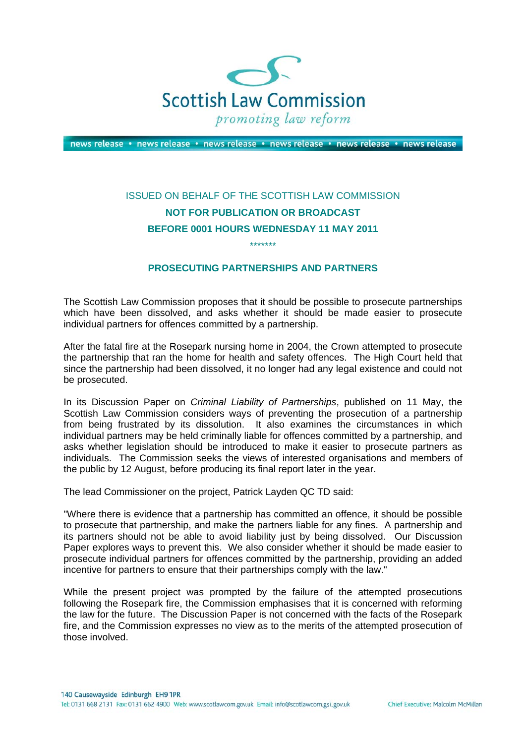Scottish Law Commission

*promoting law reform*

news release • news release • news release • news release • news release • news release

ISSUED ON BEHALF OF THE SCOTTISH LAW COMMISSION

**NOT FOR PUBLICATION OR BROADCAST**

**BEFORE 0001 HOURS WEDNESDAY 11 MAY 2011**

*******

## PROSECUTING PARTNERSHIPS AND PARTNERS

The Scottish Law Commission proposes that it should be possible to prosecute partnerships which have been dissolved, and asks whether it should be made easier to prosecute individual partners for offences committed by a partnership.

After the fatal fire at the Rosepark nursing home in 2004, the Crown attempted to prosecute the partnership that ran the home for health and safety offences. The High Court held that since the partnership had been dissolved, it no longer had any legal existence and could not be prosecuted.

In its Discussion Paper on *Criminal Liability of Partnerships*, published on 11 May, the Scottish Law Commission considers ways of preventing the prosecution of a partnership from being frustrated by its dissolution. It also examines the circumstances in which individual partners may be held criminally liable for offences committed by a partnership, and asks whether legislation should be introduced to make it easier to prosecute partners as individuals. The Commission seeks the views of interested organisations and members of the public by 12 August, before producing its final report later in the year.

The lead Commissioner on the project, Patrick Layden QC TD said:

"Where there is evidence that a partnership has committed an offence, it should be possible to prosecute that partnership, and make the partners liable for any fines. A partnership and its partners should not be able to avoid liability just by being dissolved. Our Discussion Paper explores ways to prevent this. We also consider whether it should be made easier to prosecute individual partners for offences committed by the partnership, providing an added incentive for partners to ensure that their partnerships comply with the law."

While the present project was prompted by the failure of the attempted prosecutions following the Rosepark fire, the Commission emphasises that it is concerned with reforming the law for the future. The Discussion Paper is not concerned with the facts of the Rosepark fire, and the Commission expresses no view as to the merits of the attempted prosecution of those involved.

140 Causewayside Edinburgh EH9 1PR
Tel: 0131 668 2131 Fax: 0131 662 4900 Web: www.scotlawcom.gov.uk Email: info@scotlawcom.gsi.gov.uk

Chief Executive: Malcolm McMillan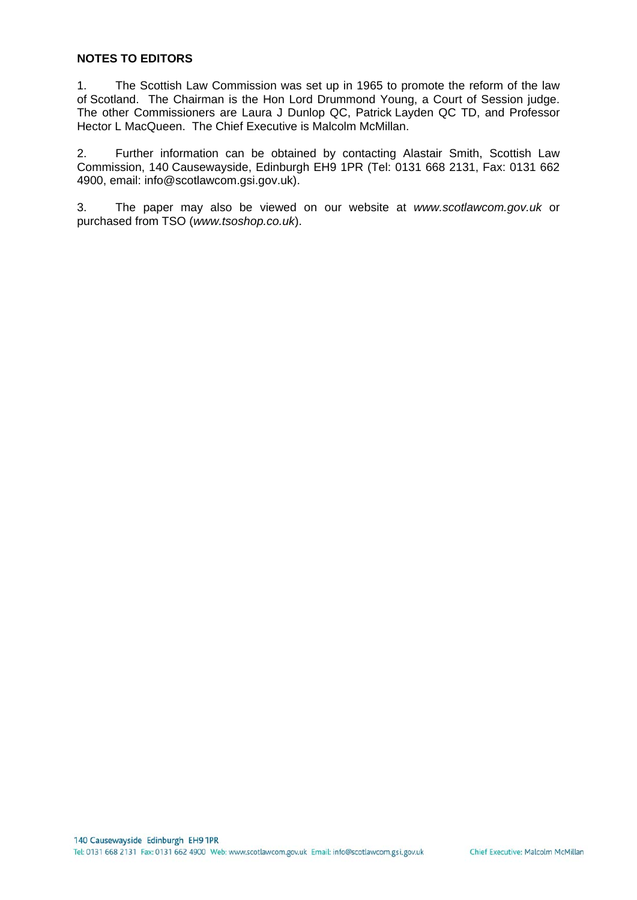**NOTES TO EDITORS**

1. The Scottish Law Commission was set up in 1965 to promote the reform of the law of Scotland. The Chairman is the Hon Lord Drummond Young, a Court of Session judge. The other Commissioners are Laura J Dunlop QC, Patrick Layden QC TD, and Professor Hector L MacQueen. The Chief Executive is Malcolm McMillan.

2. Further information can be obtained by contacting Alastair Smith, Scottish Law Commission, 140 Causewayside, Edinburgh EH9 1PR (Tel: 0131 668 2131, Fax: 0131 662 4900, email: info@scotlawcom.gsi.gov.uk).

3. The paper may also be viewed on our website at *www.scotlawcom.gov.uk* or purchased from TSO (*www.tsoshop.co.uk*).